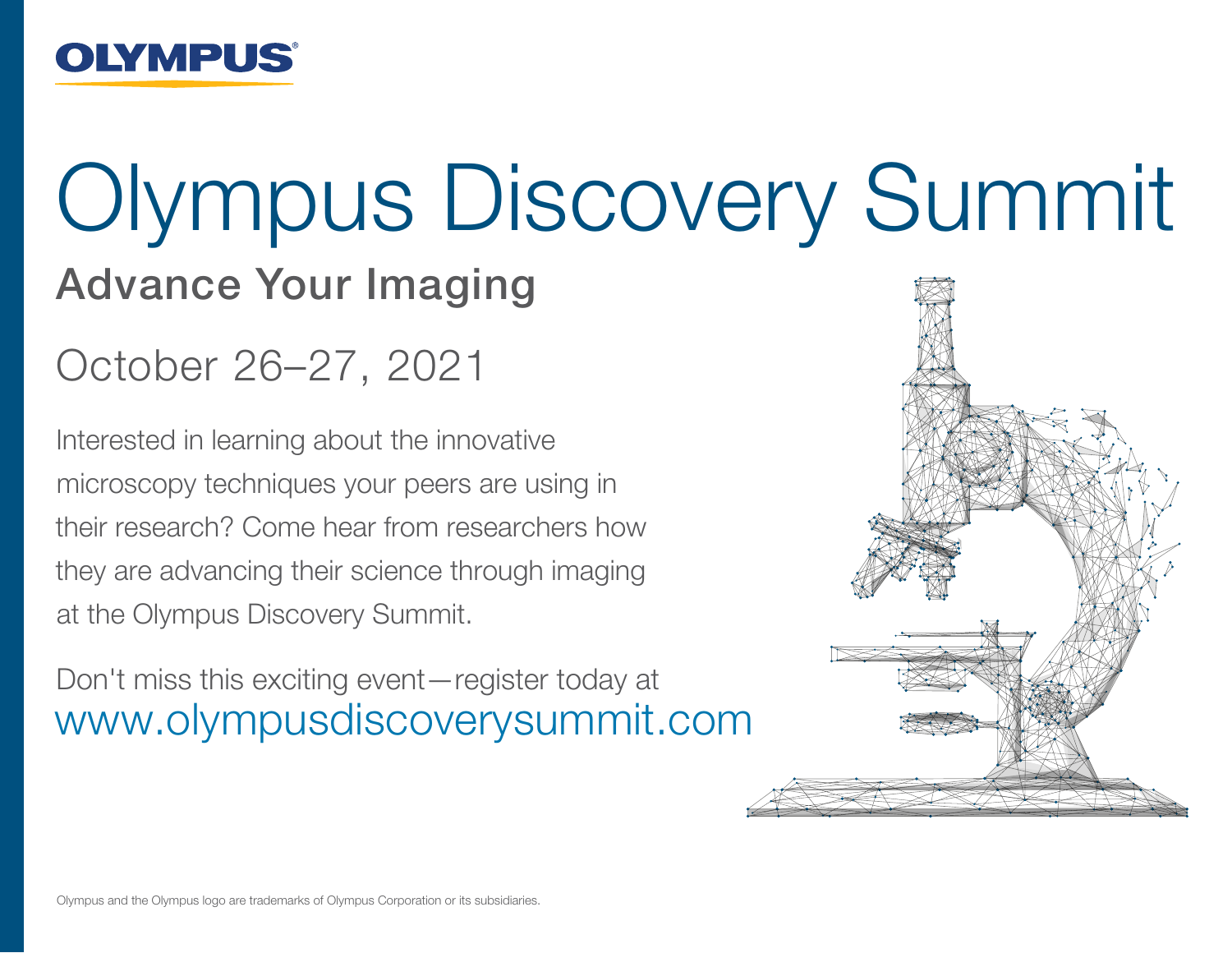OLYMPUS

# Olympus Discovery Summit

## Advance Your Imaging

October 26–27, 2021

Interested in learning about the innovative microscopy techniques your peers are using in their research? Come hear from researchers how they are advancing their science through imaging at the Olympus Discovery Summit.

Don't miss this exciting event—register today at www.olympusdiscoverysummit.com

Olympus and the Olympus logo are trademarks of Olympus Corporation or its subsidiaries.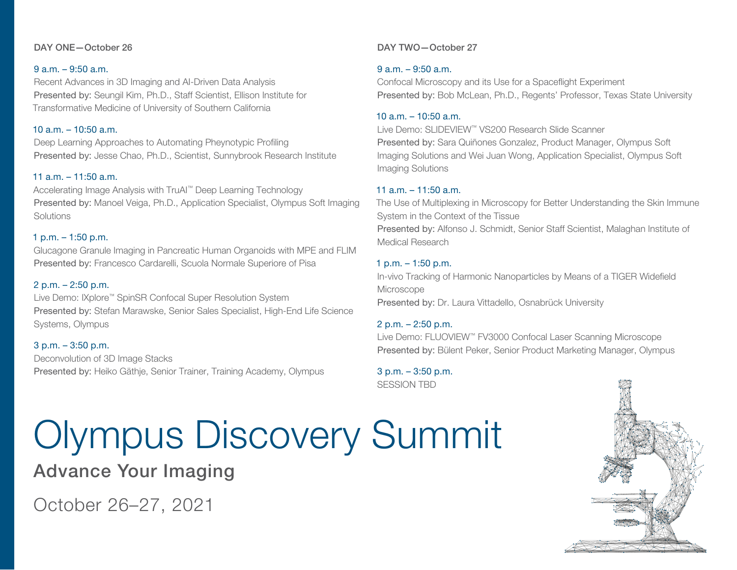## DAY ONE—October 26

**9 a.m. – 9:50 a.m.**
Recent Advances in 3D Imaging and AI-Driven Data Analysis
**Presented by:** Seungil Kim, Ph.D., Staff Scientist, Ellison Institute for Transformative Medicine of University of Southern California

**10 a.m. – 10:50 a.m.**
Deep Learning Approaches to Automating Pheynotypic Profiling
**Presented by:** Jesse Chao, Ph.D., Scientist, Sunnybrook Research Institute

**11 a.m. – 11:50 a.m.**
Accelerating Image Analysis with TruAI™ Deep Learning Technology
**Presented by:** Manoel Veiga, Ph.D., Application Specialist, Olympus Soft Imaging Solutions

**1 p.m. – 1:50 p.m.**
Glucagone Granule Imaging in Pancreatic Human Organoids with MPE and FLIM
**Presented by:** Francesco Cardarelli, Scuola Normale Superiore of Pisa

**2 p.m. – 2:50 p.m.**
Live Demo: IXplore™ SpinSR Confocal Super Resolution System
**Presented by:** Stefan Marawske, Senior Sales Specialist, High-End Life Science Systems, Olympus

**3 p.m. – 3:50 p.m.**
Deconvolution of 3D Image Stacks
**Presented by:** Heiko Gäthje, Senior Trainer, Training Academy, Olympus

## DAY TWO—October 27

**9 a.m. – 9:50 a.m.**
Confocal Microscopy and its Use for a Spaceflight Experiment
**Presented by:** Bob McLean, Ph.D., Regents' Professor, Texas State University

**10 a.m. – 10:50 a.m.**
Live Demo: SLIDEVIEW™ VS200 Research Slide Scanner
**Presented by:** Sara Quiñones Gonzalez, Product Manager, Olympus Soft Imaging Solutions and Wei Juan Wong, Application Specialist, Olympus Soft Imaging Solutions

**11 a.m. – 11:50 a.m.**
The Use of Multiplexing in Microscopy for Better Understanding the Skin Immune System in the Context of the Tissue
**Presented by:** Alfonso J. Schmidt, Senior Staff Scientist, Malaghan Institute of Medical Research

**1 p.m. – 1:50 p.m.**
In-vivo Tracking of Harmonic Nanoparticles by Means of a TIGER Widefield Microscope
**Presented by:** Dr. Laura Vittadello, Osnabrück University

**2 p.m. – 2:50 p.m.**
Live Demo: FLUOVIEW™ FV3000 Confocal Laser Scanning Microscope
**Presented by:** Bülent Peker, Senior Product Marketing Manager, Olympus

**3 p.m. – 3:50 p.m.**
SESSION TBD

# Olympus Discovery Summit

## Advance Your Imaging

October 26–27, 2021